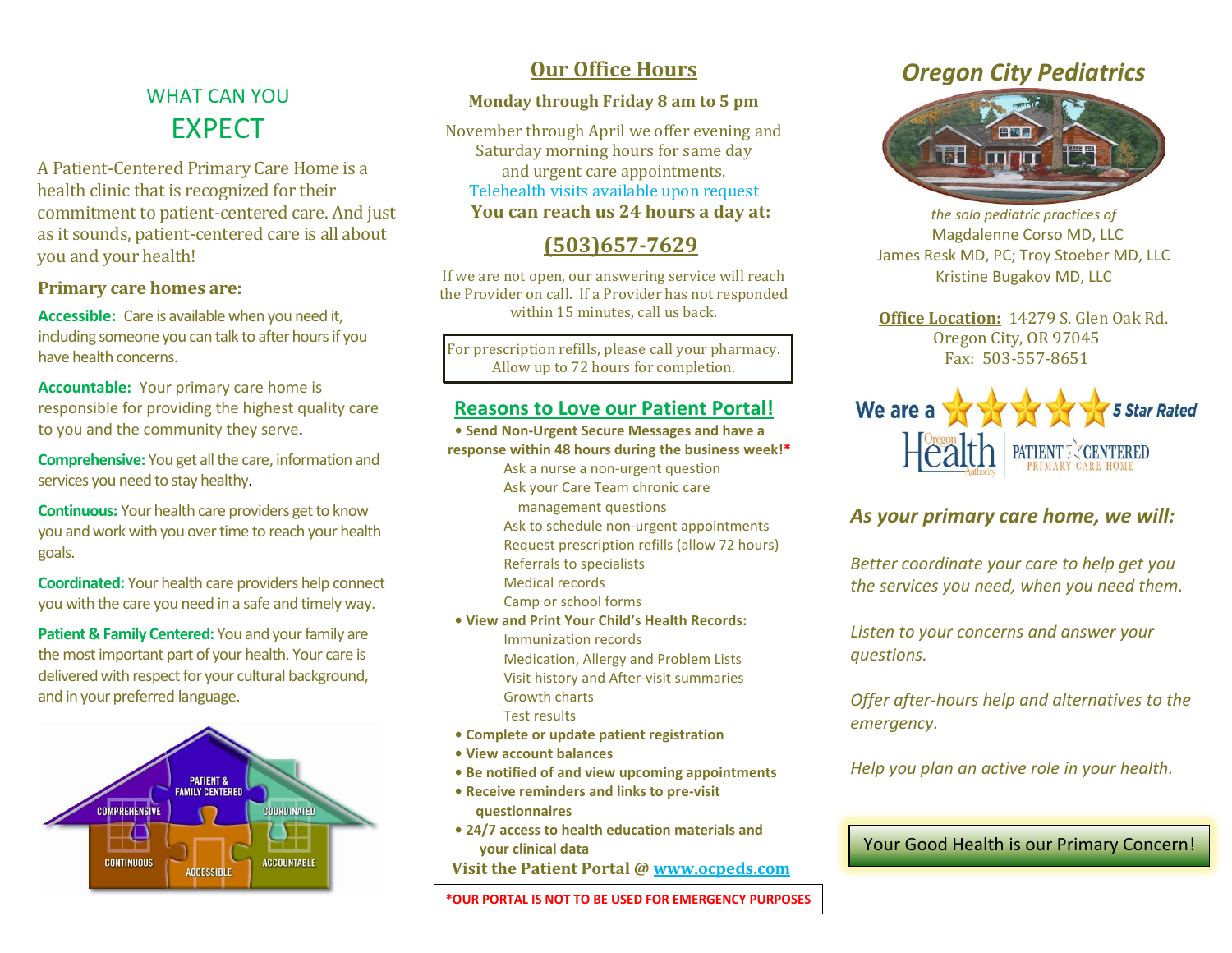## WHAT CAN YOU EXPECT

A Patient-Centered Primary Care Home is a health clinic that is recognized for their commitment to patient-centered care. And just as it sounds, patient-centered care is all about you and your health!

### Primary care homes are:

**Accessible:** Care is available when you need it, including someone you can talk to after hours if you have health concerns.

**Accountable:** Your primary care home is responsible for providing the highest quality care to you and the community they serve.

**Comprehensive:** You get all the care, information and services you need to stay healthy.

**Continuous:** Your health care providers get to know you and work with you over time to reach your health goals.

**Coordinated:** Your health care providers help connect you with the care you need in a safe and timely way.

**Patient & Family Centered:** You and your family are the most important part of your health. Your care is delivered with respect for your cultural background, and in your preferred language.

## Our Office Hours

**Monday through Friday 8 am to 5 pm**

November through April we offer evening and Saturday morning hours for same day and urgent care appointments.
Telehealth visits available upon request

**You can reach us 24 hours a day at:**

## (503)657-7629

If we are not open, our answering service will reach the Provider on call. If a Provider has not responded within 15 minutes, call us back.

For prescription refills, please call your pharmacy. Allow up to 72 hours for completion.

## Reasons to Love our Patient Portal!

- **Send Non-Urgent Secure Messages and have a response within 48 hours during the business week!***
  - Ask a nurse a non-urgent question
  - Ask your Care Team chronic care management questions
  - Ask to schedule non-urgent appointments
  - Request prescription refills (allow 72 hours)
  - Referrals to specialists
  - Medical records
  - Camp or school forms
- **View and Print Your Child's Health Records:**
  - Immunization records
  - Medication, Allergy and Problem Lists
  - Visit history and After-visit summaries
  - Growth charts
  - Test results
- **Complete or update patient registration**
- **View account balances**
- **Be notified of and view upcoming appointments**
- **Receive reminders and links to pre-visit questionnaires**
- **24/7 access to health education materials and your clinical data**

**Visit the Patient Portal @ www.ocpeds.com**

**\*OUR PORTAL IS NOT TO BE USED FOR EMERGENCY PURPOSES**

## *Oregon City Pediatrics*

*the solo pediatric practices of*
Magdalenne Corso MD, LLC
James Resk MD, PC; Troy Stoeber MD, LLC
Kristine Bugakov MD, LLC

**Office Location:** 14279 S. Glen Oak Rd.
Oregon City, OR 97045
Fax: 503-557-8651

We are a 5 Star Rated Oregon Health Authority Patient-Centered Primary Care Home

### *As your primary care home, we will:*

*Better coordinate your care to help get you the services you need, when you need them.*

*Listen to your concerns and answer your questions.*

*Offer after-hours help and alternatives to the emergency.*

*Help you plan an active role in your health.*

Your Good Health is our Primary Concern!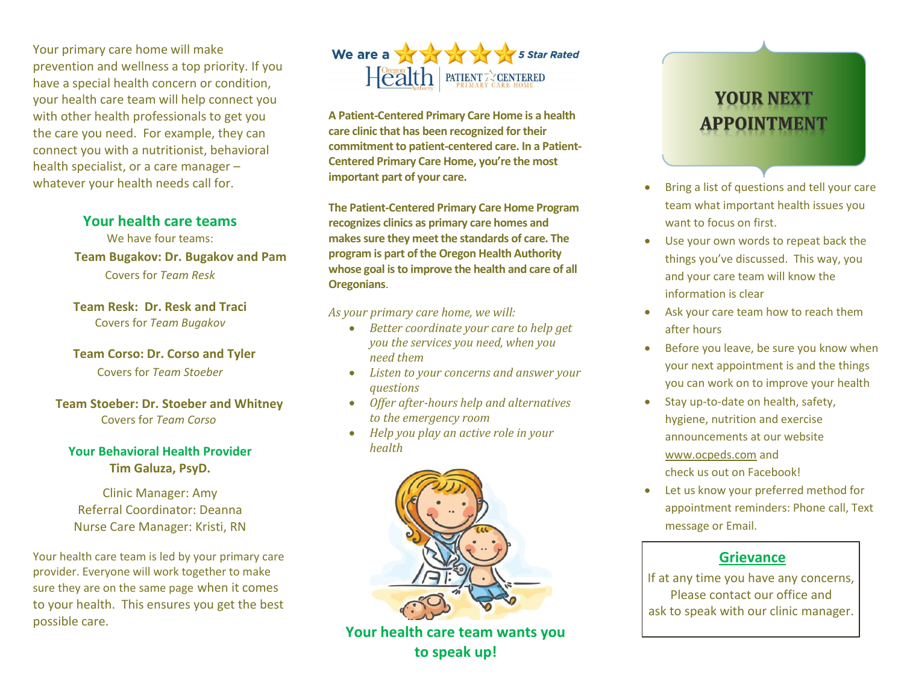Your primary care home will make prevention and wellness a top priority. If you have a special health concern or condition, your health care team will help connect you with other health professionals to get you the care you need. For example, they can connect you with a nutritionist, behavioral health specialist, or a care manager – whatever your health needs call for.

## Your health care teams

We have four teams:

**Team Bugakov: Dr. Bugakov and Pam**
Covers for *Team Resk*

**Team Resk: Dr. Resk and Traci**
Covers for *Team Bugakov*

**Team Corso: Dr. Corso and Tyler**
Covers for *Team Stoeber*

**Team Stoeber: Dr. Stoeber and Whitney**
Covers for *Team Corso*

**Your Behavioral Health Provider**
**Tim Galuza, PsyD.**

Clinic Manager: Amy
Referral Coordinator: Deanna
Nurse Care Manager: Kristi, RN

Your health care team is led by your primary care provider. Everyone will work together to make sure they are on the same page when it comes to your health. This ensures you get the best possible care.

We are a 5 Star Rated Oregon Health Authority PATIENT CENTERED PRIMARY CARE HOME

**A Patient-Centered Primary Care Home is a health care clinic that has been recognized for their commitment to patient-centered care. In a Patient-Centered Primary Care Home, you're the most important part of your care.**

**The Patient-Centered Primary Care Home Program recognizes clinics as primary care homes and makes sure they meet the standards of care. The program is part of the Oregon Health Authority whose goal is to improve the health and care of all Oregonians.**

*As your primary care home, we will:*

- *Better coordinate your care to help get you the services you need, when you need them*
- *Listen to your concerns and answer your questions*
- *Offer after-hours help and alternatives to the emergency room*
- *Help you play an active role in your health*

**Your health care team wants you to speak up!**

## YOUR NEXT APPOINTMENT

- Bring a list of questions and tell your care team what important health issues you want to focus on first.
- Use your own words to repeat back the things you've discussed. This way, you and your care team will know the information is clear
- Ask your care team how to reach them after hours
- Before you leave, be sure you know when your next appointment is and the things you can work on to improve your health
- Stay up-to-date on health, safety, hygiene, nutrition and exercise announcements at our website www.ocpeds.com and check us out on Facebook!
- Let us know your preferred method for appointment reminders: Phone call, Text message or Email.

### Grievance

If at any time you have any concerns, Please contact our office and ask to speak with our clinic manager.